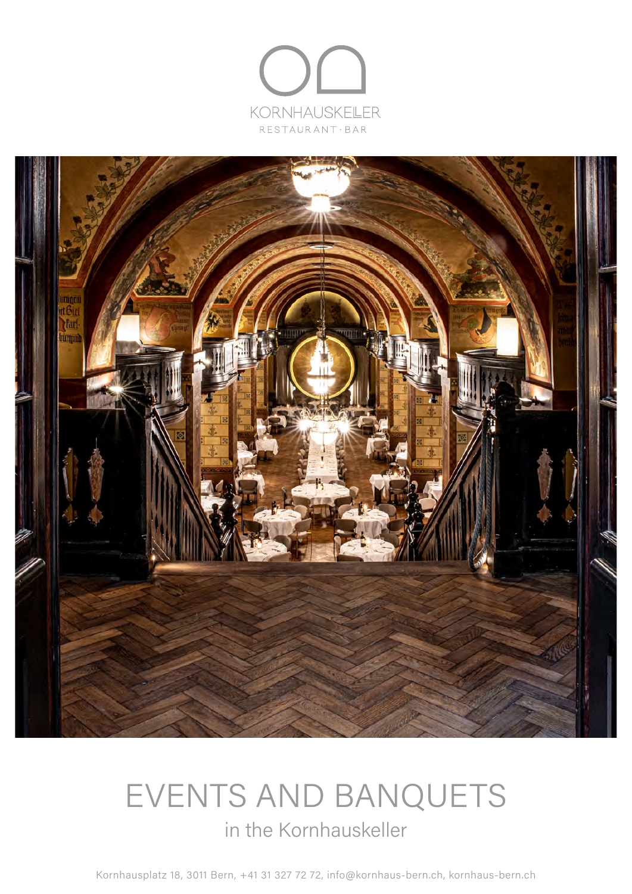KORNHAUSKELLER

RESTAURANT · BAR

# EVENTS AND BANQUETS

## in the Kornhauskeller

Kornhausplatz 18, 3011 Bern, +41 31 327 72 72, info@kornhaus-bern.ch, kornhaus-bern.ch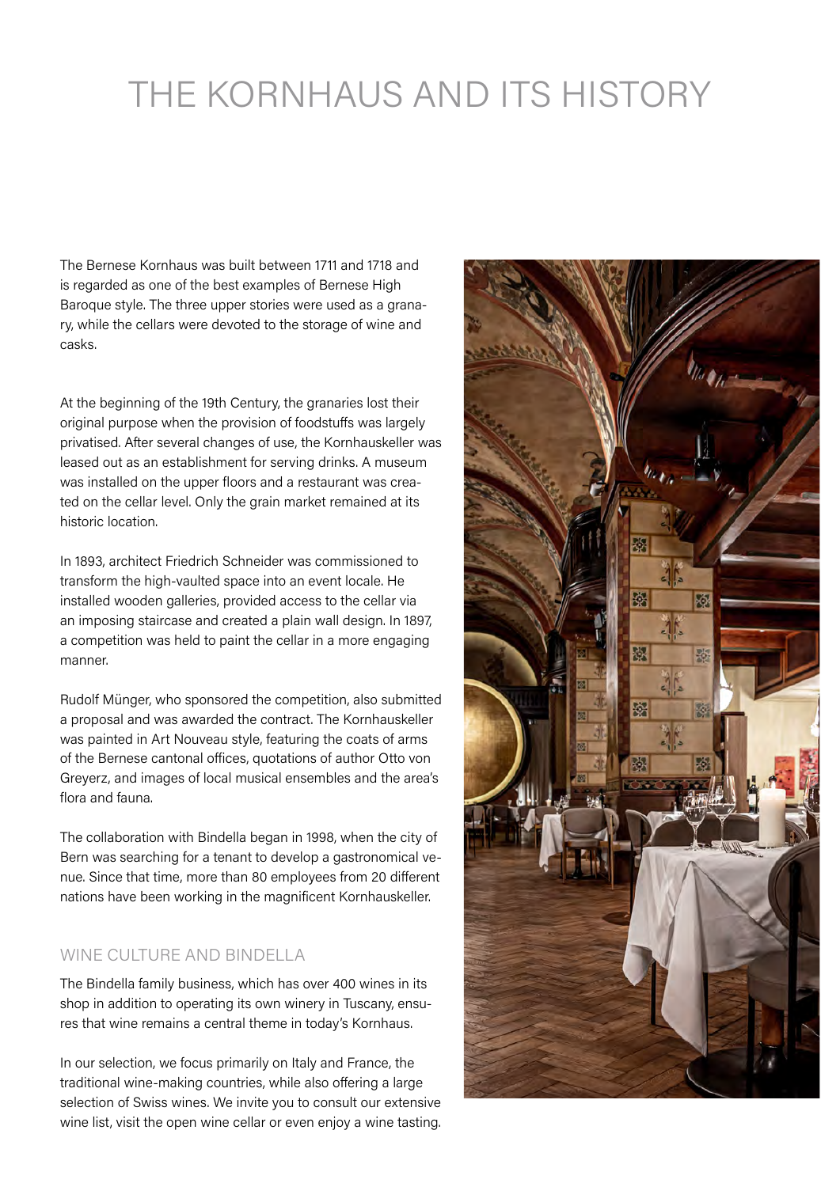# THE KORNHAUS AND ITS HISTORY

The Bernese Kornhaus was built between 1711 and 1718 and is regarded as one of the best examples of Bernese High Baroque style. The three upper stories were used as a granary, while the cellars were devoted to the storage of wine and casks.

At the beginning of the 19th Century, the granaries lost their original purpose when the provision of foodstuffs was largely privatised. After several changes of use, the Kornhauskeller was leased out as an establishment for serving drinks. A museum was installed on the upper floors and a restaurant was created on the cellar level. Only the grain market remained at its historic location.

In 1893, architect Friedrich Schneider was commissioned to transform the high-vaulted space into an event locale. He installed wooden galleries, provided access to the cellar via an imposing staircase and created a plain wall design. In 1897, a competition was held to paint the cellar in a more engaging manner.

Rudolf Münger, who sponsored the competition, also submitted a proposal and was awarded the contract. The Kornhauskeller was painted in Art Nouveau style, featuring the coats of arms of the Bernese cantonal offices, quotations of author Otto von Greyerz, and images of local musical ensembles and the area's flora and fauna.

The collaboration with Bindella began in 1998, when the city of Bern was searching for a tenant to develop a gastronomical venue. Since that time, more than 80 employees from 20 different nations have been working in the magnificent Kornhauskeller.

## WINE CULTURE AND BINDELLA

The Bindella family business, which has over 400 wines in its shop in addition to operating its own winery in Tuscany, ensures that wine remains a central theme in today's Kornhaus.

In our selection, we focus primarily on Italy and France, the traditional wine-making countries, while also offering a large selection of Swiss wines. We invite you to consult our extensive wine list, visit the open wine cellar or even enjoy a wine tasting.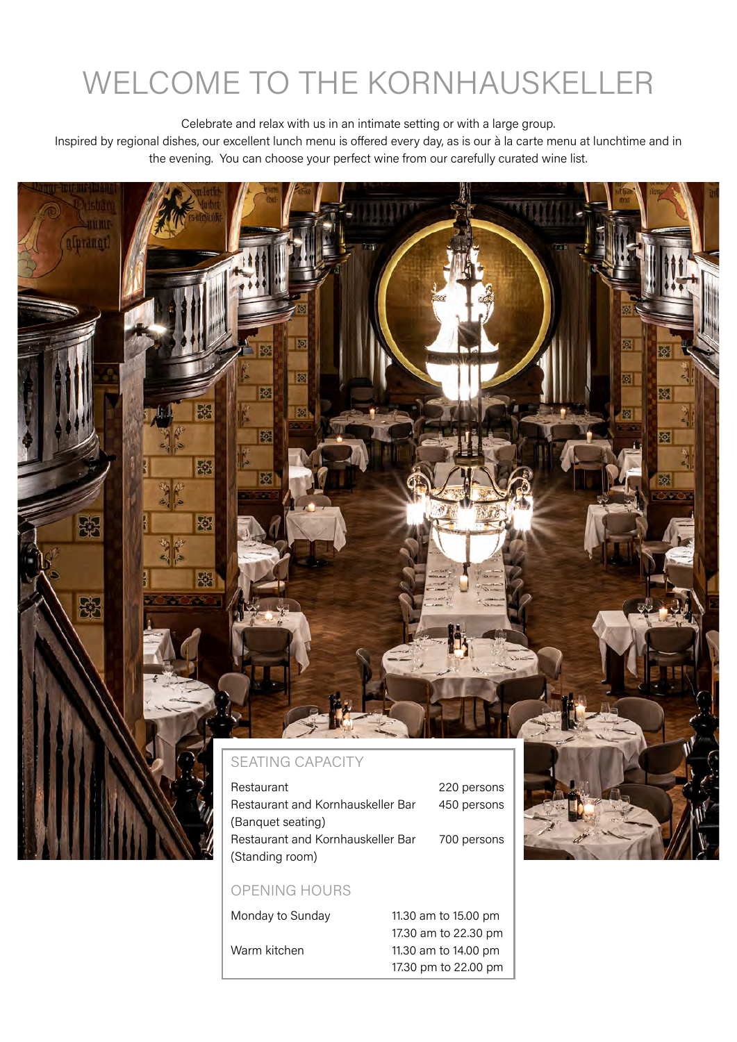# WELCOME TO THE KORNHAUSKELLER

Celebrate and relax with us in an intimate setting or with a large group.
Inspired by regional dishes, our excellent lunch menu is offered every day, as is our à la carte menu at lunchtime and in the evening. You can choose your perfect wine from our carefully curated wine list.

## SEATING CAPACITY

| | |
|---|---|
| Restaurant | 220 persons |
| Restaurant and Kornhauskeller Bar (Banquet seating) | 450 persons |
| Restaurant and Kornhauskeller Bar (Standing room) | 700 persons |

## OPENING HOURS

| | |
|---|---|
| Monday to Sunday | 11.30 am to 15.00 pm<br>17.30 am to 22.30 pm |
| Warm kitchen | 11.30 am to 14.00 pm<br>17.30 pm to 22.00 pm |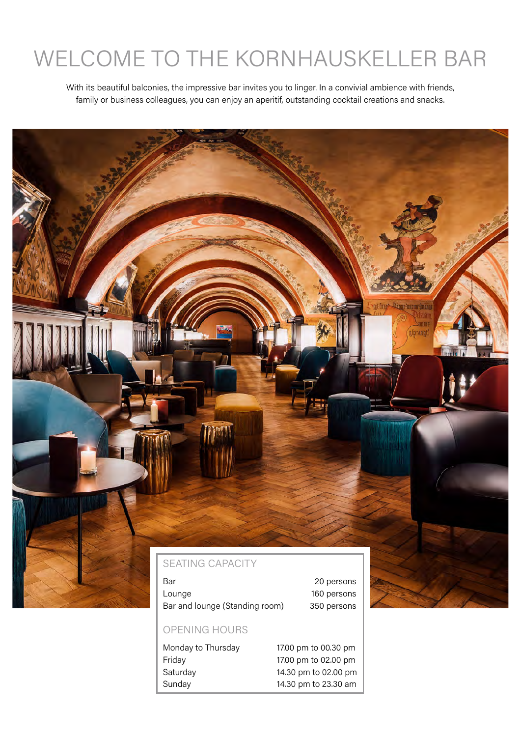# WELCOME TO THE KORNHAUSKELLER BAR

With its beautiful balconies, the impressive bar invites you to linger. In a convivial ambience with friends, family or business colleagues, you can enjoy an aperitif, outstanding cocktail creations and snacks.

## SEATING CAPACITY

| | |
|---|---|
| Bar | 20 persons |
| Lounge | 160 persons |
| Bar and lounge (Standing room) | 350 persons |

## OPENING HOURS

| | |
|---|---|
| Monday to Thursday | 17.00 pm to 00.30 pm |
| Friday | 17.00 pm to 02.00 pm |
| Saturday | 14.30 pm to 02.00 pm |
| Sunday | 14.30 pm to 23.30 am |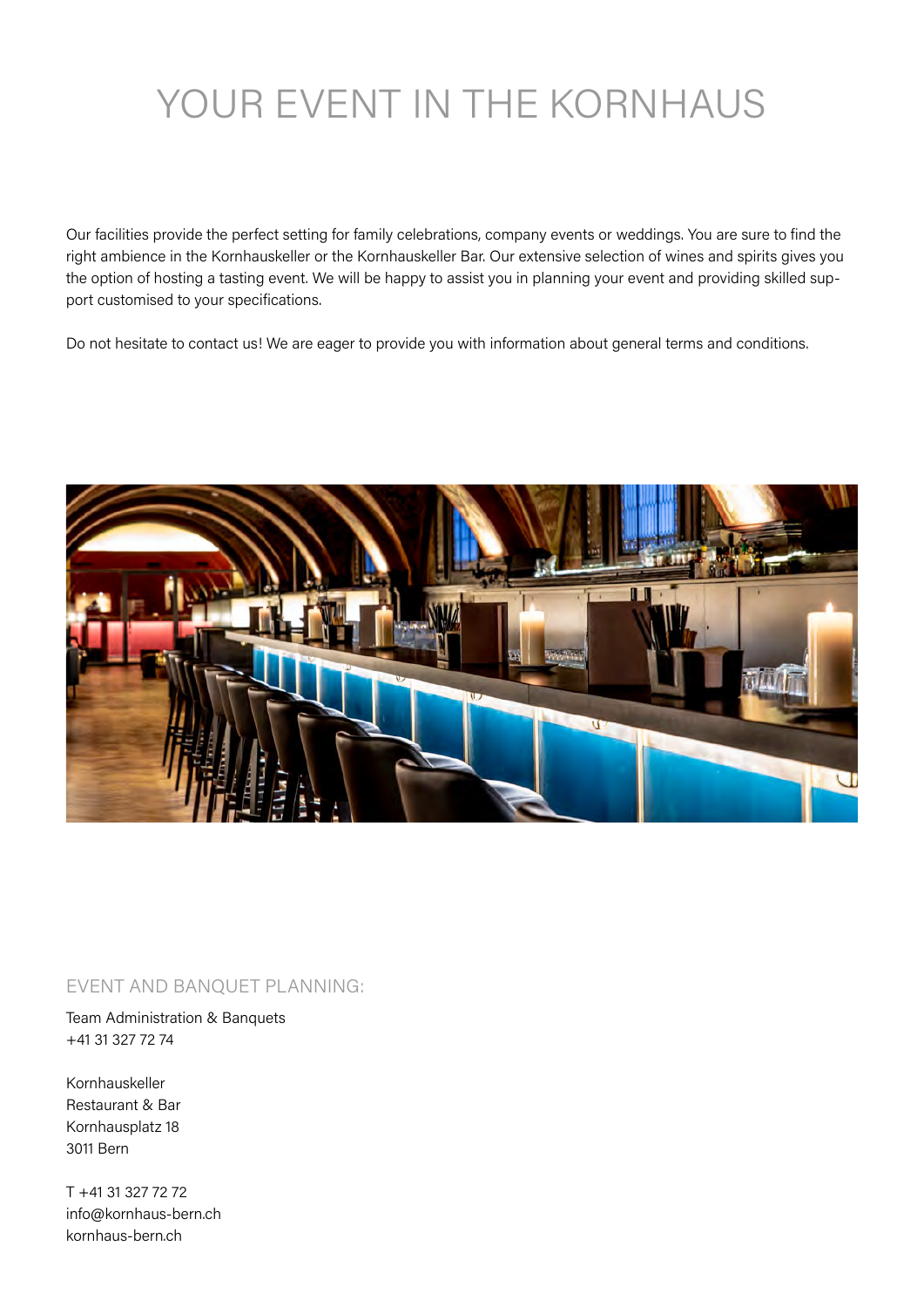# YOUR EVENT IN THE KORNHAUS

Our facilities provide the perfect setting for family celebrations, company events or weddings. You are sure to find the right ambience in the Kornhauskeller or the Kornhauskeller Bar. Our extensive selection of wines and spirits gives you the option of hosting a tasting event. We will be happy to assist you in planning your event and providing skilled support customised to your specifications.

Do not hesitate to contact us! We are eager to provide you with information about general terms and conditions.

## EVENT AND BANQUET PLANNING:

Team Administration & Banquets
+41 31 327 72 74

Kornhauskeller
Restaurant & Bar
Kornhausplatz 18
3011 Bern

T +41 31 327 72 72
info@kornhaus-bern.ch
kornhaus-bern.ch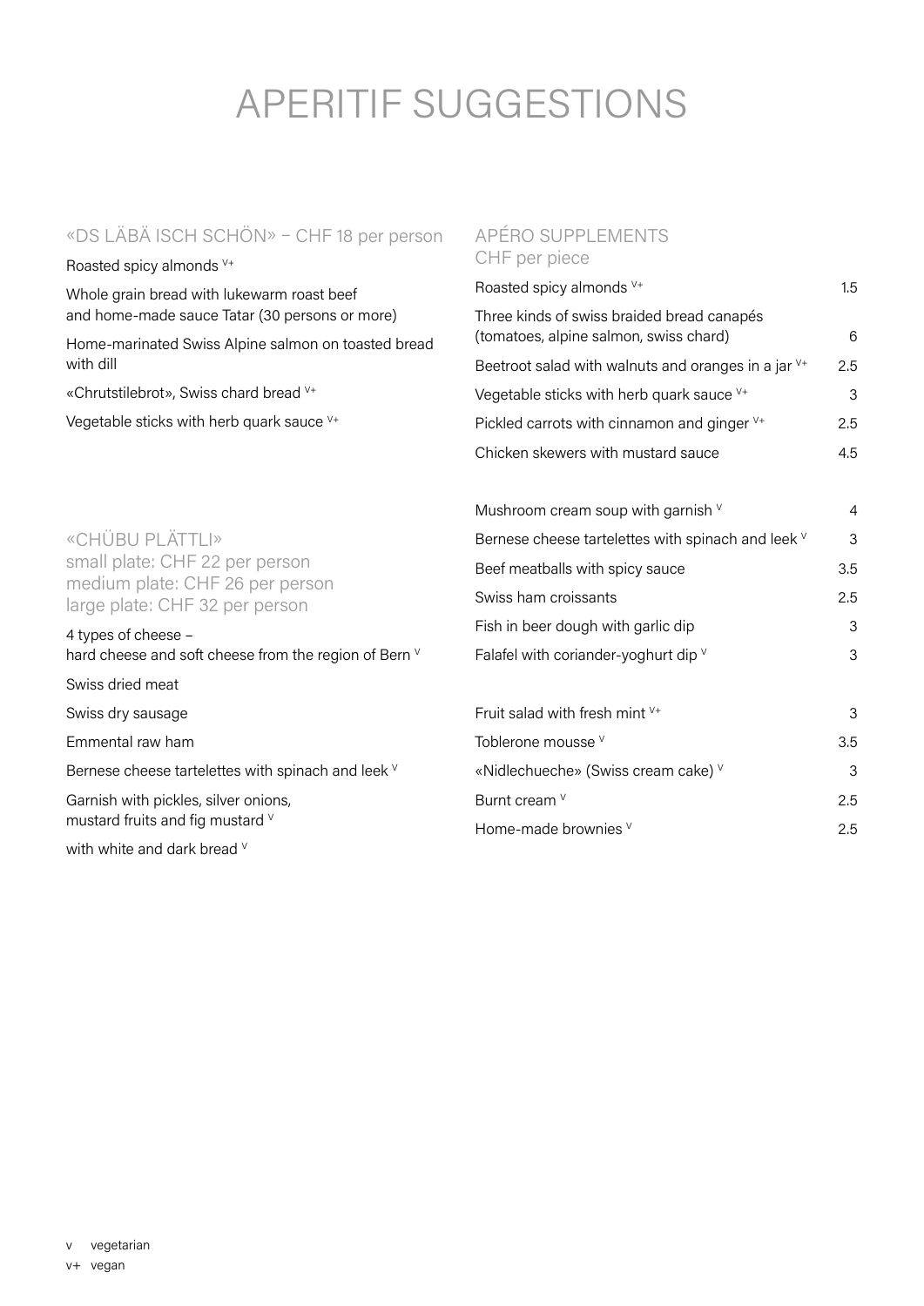# APERITIF SUGGESTIONS

## «DS LÄBÄ ISCH SCHÖN» – CHF 18 per person

Roasted spicy almonds [V+]

Whole grain bread with lukewarm roast beef and home-made sauce Tatar (30 persons or more)

Home-marinated Swiss Alpine salmon on toasted bread with dill

«Chrutstilebrot», Swiss chard bread [V+]

Vegetable sticks with herb quark sauce [V+]

## «CHÜBU PLÄTTLI»

small plate: CHF 22 per person
medium plate: CHF 26 per person
large plate: CHF 32 per person

4 types of cheese – hard cheese and soft cheese from the region of Bern [V]

Swiss dried meat

Swiss dry sausage

Emmental raw ham

Bernese cheese tartelettes with spinach and leek [V]

Garnish with pickles, silver onions, mustard fruits and fig mustard [V]

with white and dark bread [V]

## APÉRO SUPPLEMENTS

CHF per piece

| Item | CHF |
|---|---|
| Roasted spicy almonds [V+] | 1.5 |
| Three kinds of swiss braided bread canapés (tomatoes, alpine salmon, swiss chard) | 6 |
| Beetroot salad with walnuts and oranges in a jar [V+] | 2.5 |
| Vegetable sticks with herb quark sauce [V+] | 3 |
| Pickled carrots with cinnamon and ginger [V+] | 2.5 |
| Chicken skewers with mustard sauce | 4.5 |
| | |
| Mushroom cream soup with garnish [V] | 4 |
| Bernese cheese tartelettes with spinach and leek [V] | 3 |
| Beef meatballs with spicy sauce | 3.5 |
| Swiss ham croissants | 2.5 |
| Fish in beer dough with garlic dip | 3 |
| Falafel with coriander-yoghurt dip [V] | 3 |
| | |
| Fruit salad with fresh mint [V+] | 3 |
| Toblerone mousse [V] | 3.5 |
| «Nidlechueche» (Swiss cream cake) [V] | 3 |
| Burnt cream [V] | 2.5 |
| Home-made brownies [V] | 2.5 |

v vegetarian
v+ vegan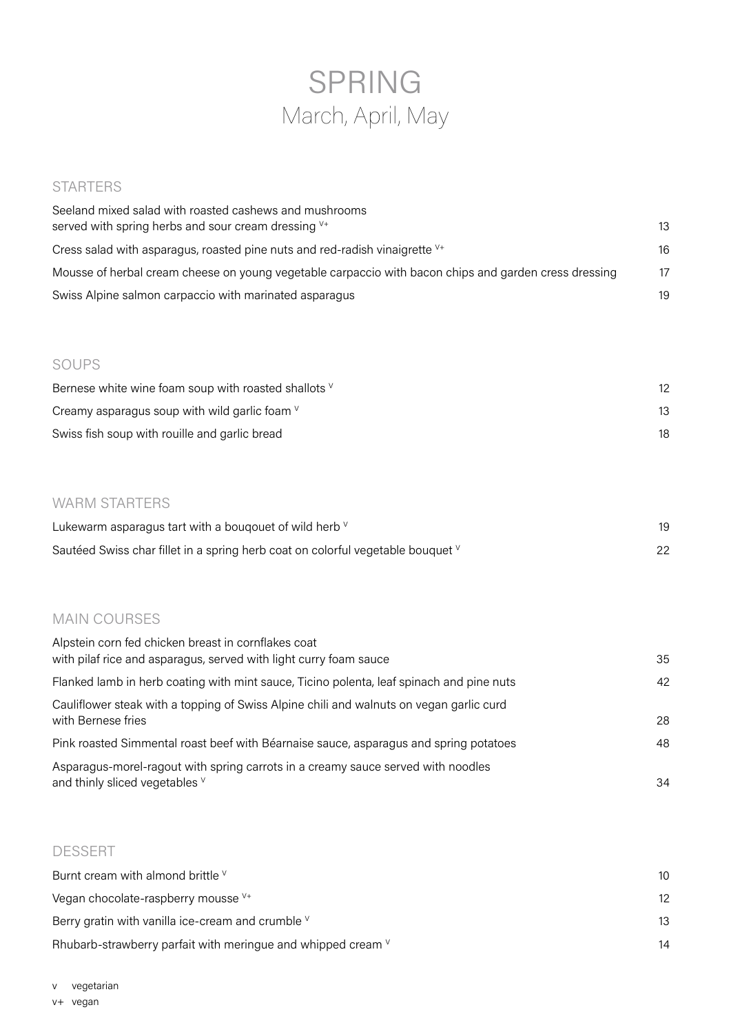# SPRING

## March, April, May

### STARTERS

| | |
|---|---|
| Seeland mixed salad with roasted cashews and mushrooms served with spring herbs and sour cream dressing v+ | 13 |
| Cress salad with asparagus, roasted pine nuts and red-radish vinaigrette v+ | 16 |
| Mousse of herbal cream cheese on young vegetable carpaccio with bacon chips and garden cress dressing | 17 |
| Swiss Alpine salmon carpaccio with marinated asparagus | 19 |

### SOUPS

| | |
|---|---|
| Bernese white wine foam soup with roasted shallots v | 12 |
| Creamy asparagus soup with wild garlic foam v | 13 |
| Swiss fish soup with rouille and garlic bread | 18 |

### WARM STARTERS

| | |
|---|---|
| Lukewarm asparagus tart with a bouqouet of wild herb v | 19 |
| Sautéed Swiss char fillet in a spring herb coat on colorful vegetable bouquet v | 22 |

### MAIN COURSES

| | |
|---|---|
| Alpstein corn fed chicken breast in cornflakes coat with pilaf rice and asparagus, served with light curry foam sauce | 35 |
| Flanked lamb in herb coating with mint sauce, Ticino polenta, leaf spinach and pine nuts | 42 |
| Cauliflower steak with a topping of Swiss Alpine chili and walnuts on vegan garlic curd with Bernese fries | 28 |
| Pink roasted Simmental roast beef with Béarnaise sauce, asparagus and spring potatoes | 48 |
| Asparagus-morel-ragout with spring carrots in a creamy sauce served with noodles and thinly sliced vegetables v | 34 |

### DESSERT

| | |
|---|---|
| Burnt cream with almond brittle v | 10 |
| Vegan chocolate-raspberry mousse v+ | 12 |
| Berry gratin with vanilla ice-cream and crumble v | 13 |
| Rhubarb-strawberry parfait with meringue and whipped cream v | 14 |

v vegetarian

v+ vegan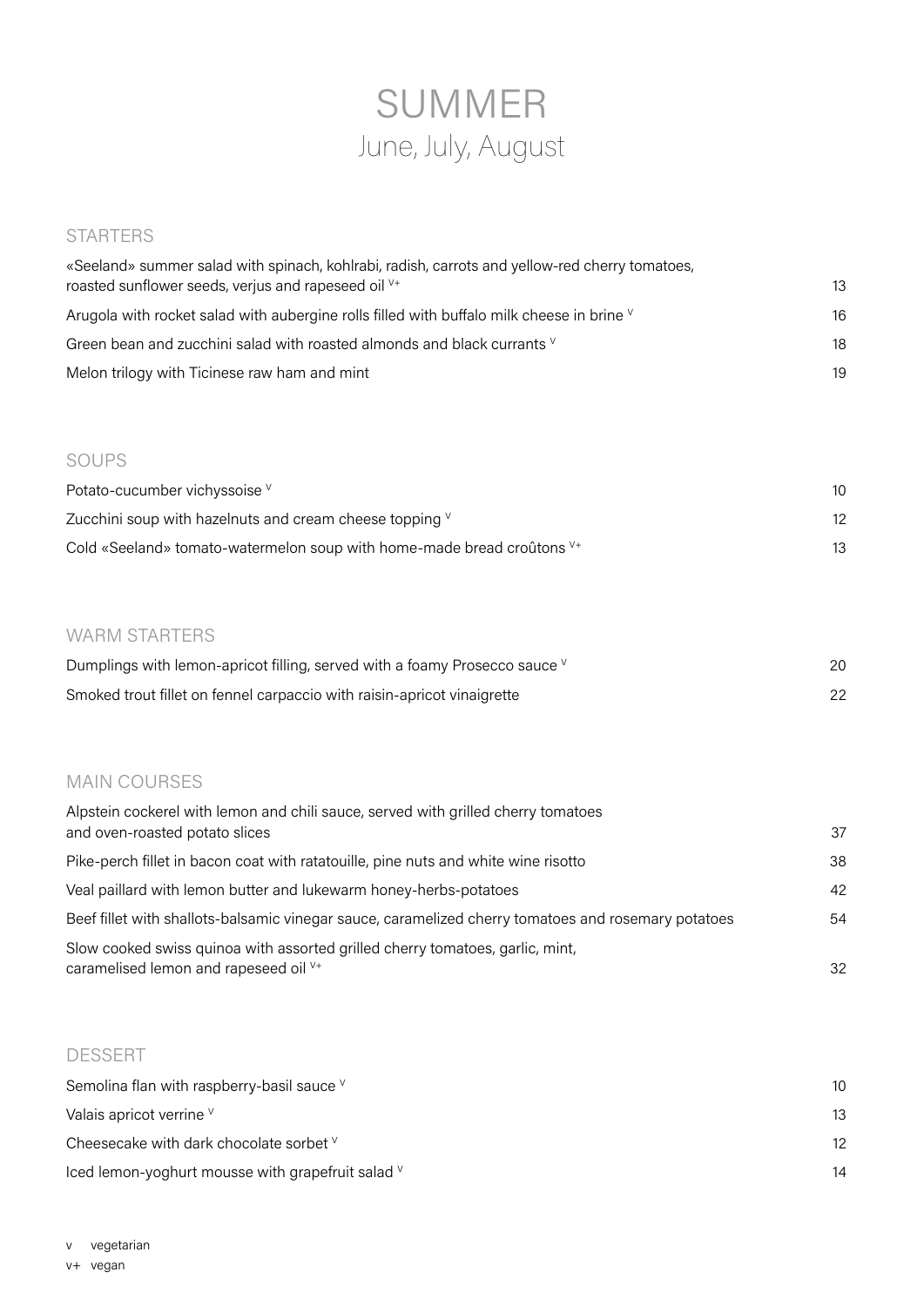# SUMMER

June, July, August

## STARTERS

| | |
|---|---|
| «Seeland» summer salad with spinach, kohlrabi, radish, carrots and yellow-red cherry tomatoes, roasted sunflower seeds, verjus and rapeseed oil [v+] | 13 |
| Arugola with rocket salad with aubergine rolls filled with buffalo milk cheese in brine [v] | 16 |
| Green bean and zucchini salad with roasted almonds and black currants [v] | 18 |
| Melon trilogy with Ticinese raw ham and mint | 19 |

## SOUPS

| | |
|---|---|
| Potato-cucumber vichyssoise [v] | 10 |
| Zucchini soup with hazelnuts and cream cheese topping [v] | 12 |
| Cold «Seeland» tomato-watermelon soup with home-made bread croûtons [v+] | 13 |

## WARM STARTERS

| | |
|---|---|
| Dumplings with lemon-apricot filling, served with a foamy Prosecco sauce [v] | 20 |
| Smoked trout fillet on fennel carpaccio with raisin-apricot vinaigrette | 22 |

## MAIN COURSES

| | |
|---|---|
| Alpstein cockerel with lemon and chili sauce, served with grilled cherry tomatoes and oven-roasted potato slices | 37 |
| Pike-perch fillet in bacon coat with ratatouille, pine nuts and white wine risotto | 38 |
| Veal paillard with lemon butter and lukewarm honey-herbs-potatoes | 42 |
| Beef fillet with shallots-balsamic vinegar sauce, caramelized cherry tomatoes and rosemary potatoes | 54 |
| Slow cooked swiss quinoa with assorted grilled cherry tomatoes, garlic, mint, caramelised lemon and rapeseed oil [v+] | 32 |

## DESSERT

| | |
|---|---|
| Semolina flan with raspberry-basil sauce [v] | 10 |
| Valais apricot verrine [v] | 13 |
| Cheesecake with dark chocolate sorbet [v] | 12 |
| Iced lemon-yoghurt mousse with grapefruit salad [v] | 14 |

v vegetarian

v+ vegan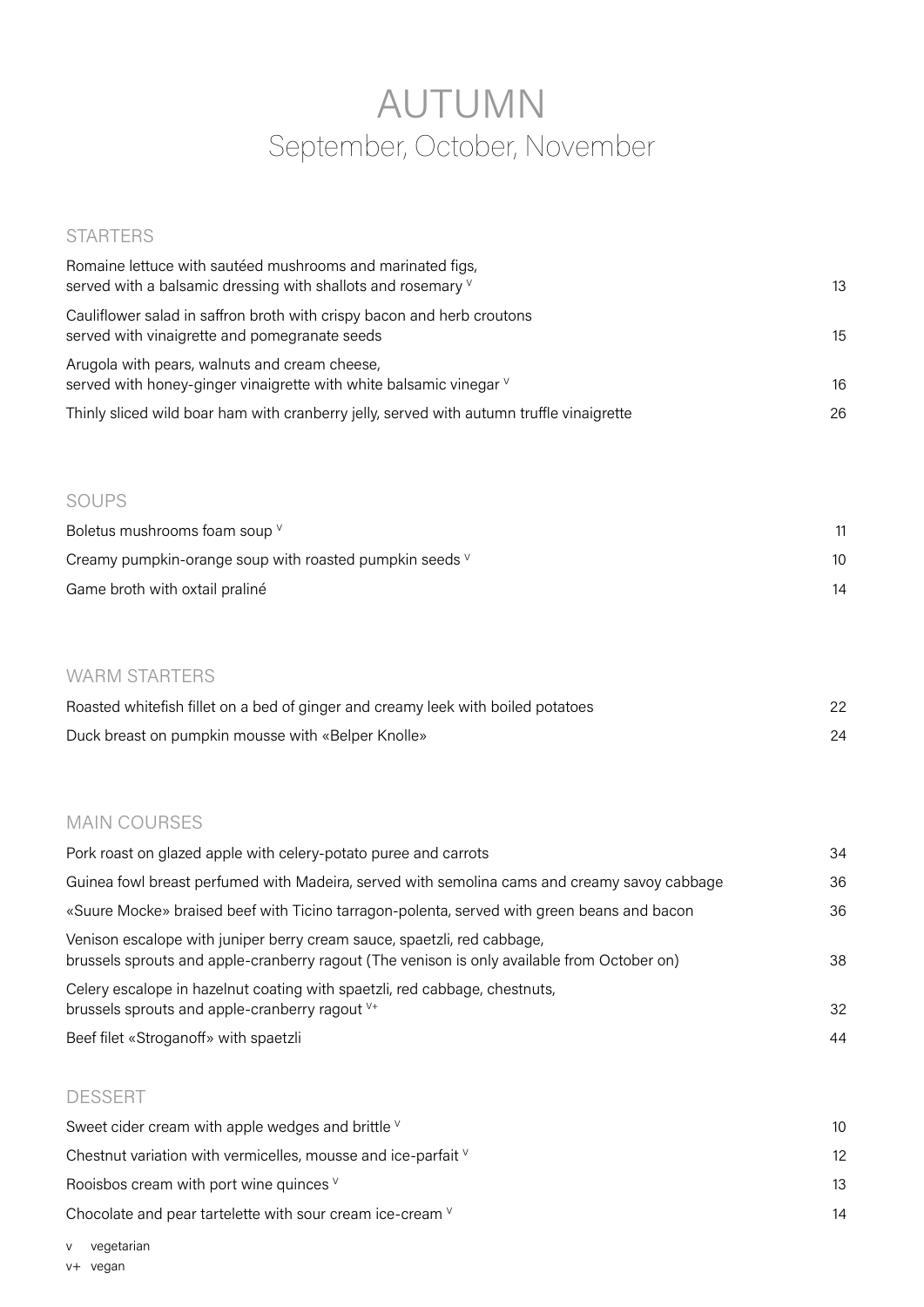# AUTUMN
## September, October, November

### STARTERS

| | |
|---|---|
| Romaine lettuce with sautéed mushrooms and marinated figs, served with a balsamic dressing with shallots and rosemary [v] | 13 |
| Cauliflower salad in saffron broth with crispy bacon and herb croutons served with vinaigrette and pomegranate seeds | 15 |
| Arugola with pears, walnuts and cream cheese, served with honey-ginger vinaigrette with white balsamic vinegar [v] | 16 |
| Thinly sliced wild boar ham with cranberry jelly, served with autumn truffle vinaigrette | 26 |

### SOUPS

| | |
|---|---|
| Boletus mushrooms foam soup [v] | 11 |
| Creamy pumpkin-orange soup with roasted pumpkin seeds [v] | 10 |
| Game broth with oxtail praliné | 14 |

### WARM STARTERS

| | |
|---|---|
| Roasted whitefish fillet on a bed of ginger and creamy leek with boiled potatoes | 22 |
| Duck breast on pumpkin mousse with «Belper Knolle» | 24 |

### MAIN COURSES

| | |
|---|---|
| Pork roast on glazed apple with celery-potato puree and carrots | 34 |
| Guinea fowl breast perfumed with Madeira, served with semolina cams and creamy savoy cabbage | 36 |
| «Suure Mocke» braised beef with Ticino tarragon-polenta, served with green beans and bacon | 36 |
| Venison escalope with juniper berry cream sauce, spaetzli, red cabbage, brussels sprouts and apple-cranberry ragout (The venison is only available from October on) | 38 |
| Celery escalope in hazelnut coating with spaetzli, red cabbage, chestnuts, brussels sprouts and apple-cranberry ragout [v+] | 32 |
| Beef filet «Stroganoff» with spaetzli | 44 |

### DESSERT

| | |
|---|---|
| Sweet cider cream with apple wedges and brittle [v] | 10 |
| Chestnut variation with vermicelles, mousse and ice-parfait [v] | 12 |
| Rooisbos cream with port wine quinces [v] | 13 |
| Chocolate and pear tartelette with sour cream ice-cream [v] | 14 |

v vegetarian
v+ vegan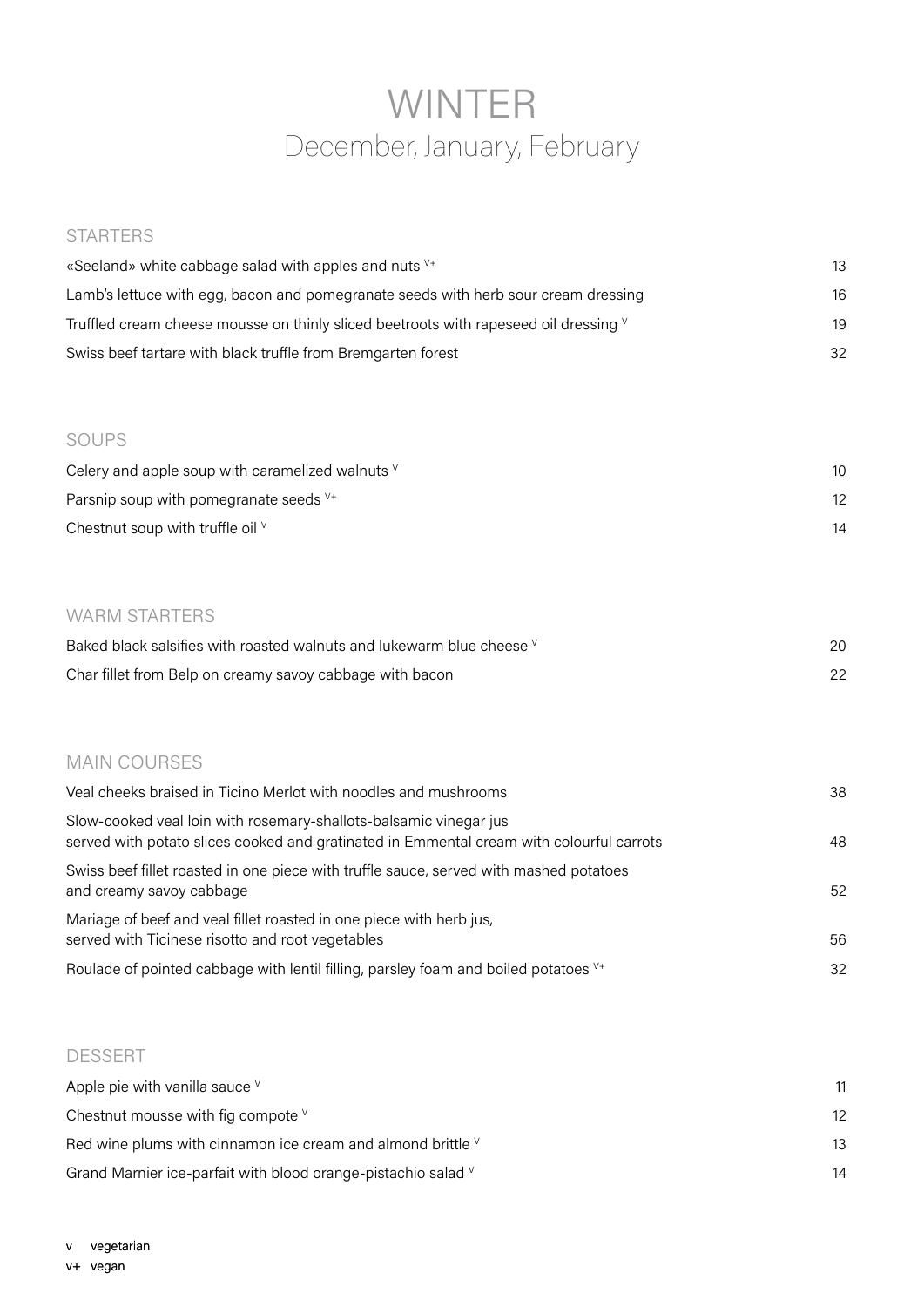# WINTER

## December, January, February

### STARTERS

| | |
|---|---|
| «Seeland» white cabbage salad with apples and nuts v+ | 13 |
| Lamb's lettuce with egg, bacon and pomegranate seeds with herb sour cream dressing | 16 |
| Truffled cream cheese mousse on thinly sliced beetroots with rapeseed oil dressing v | 19 |
| Swiss beef tartare with black truffle from Bremgarten forest | 32 |

### SOUPS

| | |
|---|---|
| Celery and apple soup with caramelized walnuts v | 10 |
| Parsnip soup with pomegranate seeds v+ | 12 |
| Chestnut soup with truffle oil v | 14 |

### WARM STARTERS

| | |
|---|---|
| Baked black salsifies with roasted walnuts and lukewarm blue cheese v | 20 |
| Char fillet from Belp on creamy savoy cabbage with bacon | 22 |

### MAIN COURSES

| | |
|---|---|
| Veal cheeks braised in Ticino Merlot with noodles and mushrooms | 38 |
| Slow-cooked veal loin with rosemary-shallots-balsamic vinegar jus served with potato slices cooked and gratinated in Emmental cream with colourful carrots | 48 |
| Swiss beef fillet roasted in one piece with truffle sauce, served with mashed potatoes and creamy savoy cabbage | 52 |
| Mariage of beef and veal fillet roasted in one piece with herb jus, served with Ticinese risotto and root vegetables | 56 |
| Roulade of pointed cabbage with lentil filling, parsley foam and boiled potatoes v+ | 32 |

### DESSERT

| | |
|---|---|
| Apple pie with vanilla sauce v | 11 |
| Chestnut mousse with fig compote v | 12 |
| Red wine plums with cinnamon ice cream and almond brittle v | 13 |
| Grand Marnier ice-parfait with blood orange-pistachio salad v | 14 |

v vegetarian
v+ vegan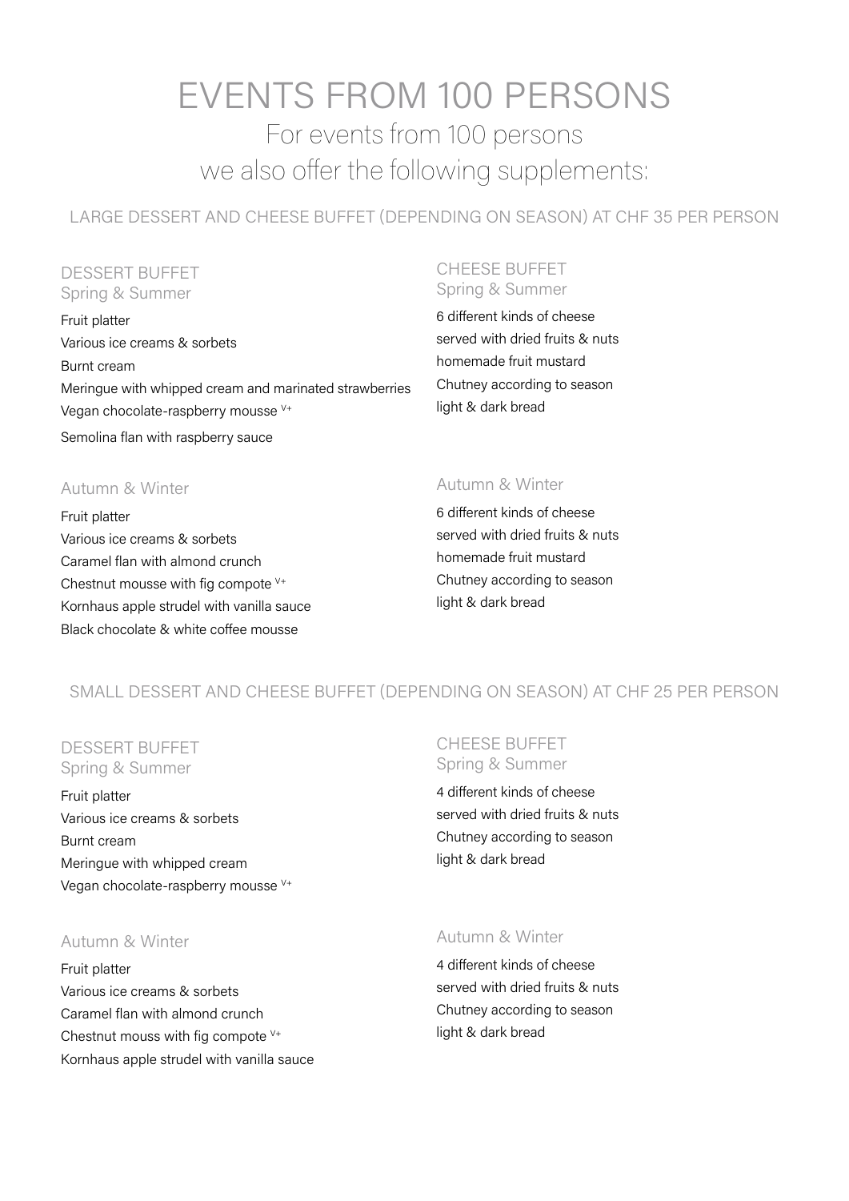# EVENTS FROM 100 PERSONS

## For events from 100 persons we also offer the following supplements:

### LARGE DESSERT AND CHEESE BUFFET (DEPENDING ON SEASON) AT CHF 35 PER PERSON

#### DESSERT BUFFET

Spring & Summer

Fruit platter
Various ice creams & sorbets
Burnt cream
Meringue with whipped cream and marinated strawberries
Vegan chocolate-raspberry mousse V+
Semolina flan with raspberry sauce

Autumn & Winter

Fruit platter
Various ice creams & sorbets
Caramel flan with almond crunch
Chestnut mousse with fig compote V+
Kornhaus apple strudel with vanilla sauce
Black chocolate & white coffee mousse

#### CHEESE BUFFET

Spring & Summer

6 different kinds of cheese
served with dried fruits & nuts
homemade fruit mustard
Chutney according to season
light & dark bread

Autumn & Winter

6 different kinds of cheese
served with dried fruits & nuts
homemade fruit mustard
Chutney according to season
light & dark bread

### SMALL DESSERT AND CHEESE BUFFET (DEPENDING ON SEASON) AT CHF 25 PER PERSON

#### DESSERT BUFFET

Spring & Summer

Fruit platter
Various ice creams & sorbets
Burnt cream
Meringue with whipped cream
Vegan chocolate-raspberry mousse V+

Autumn & Winter

Fruit platter
Various ice creams & sorbets
Caramel flan with almond crunch
Chestnut mouss with fig compote V+
Kornhaus apple strudel with vanilla sauce

#### CHEESE BUFFET

Spring & Summer

4 different kinds of cheese
served with dried fruits & nuts
Chutney according to season
light & dark bread

Autumn & Winter

4 different kinds of cheese
served with dried fruits & nuts
Chutney according to season
light & dark bread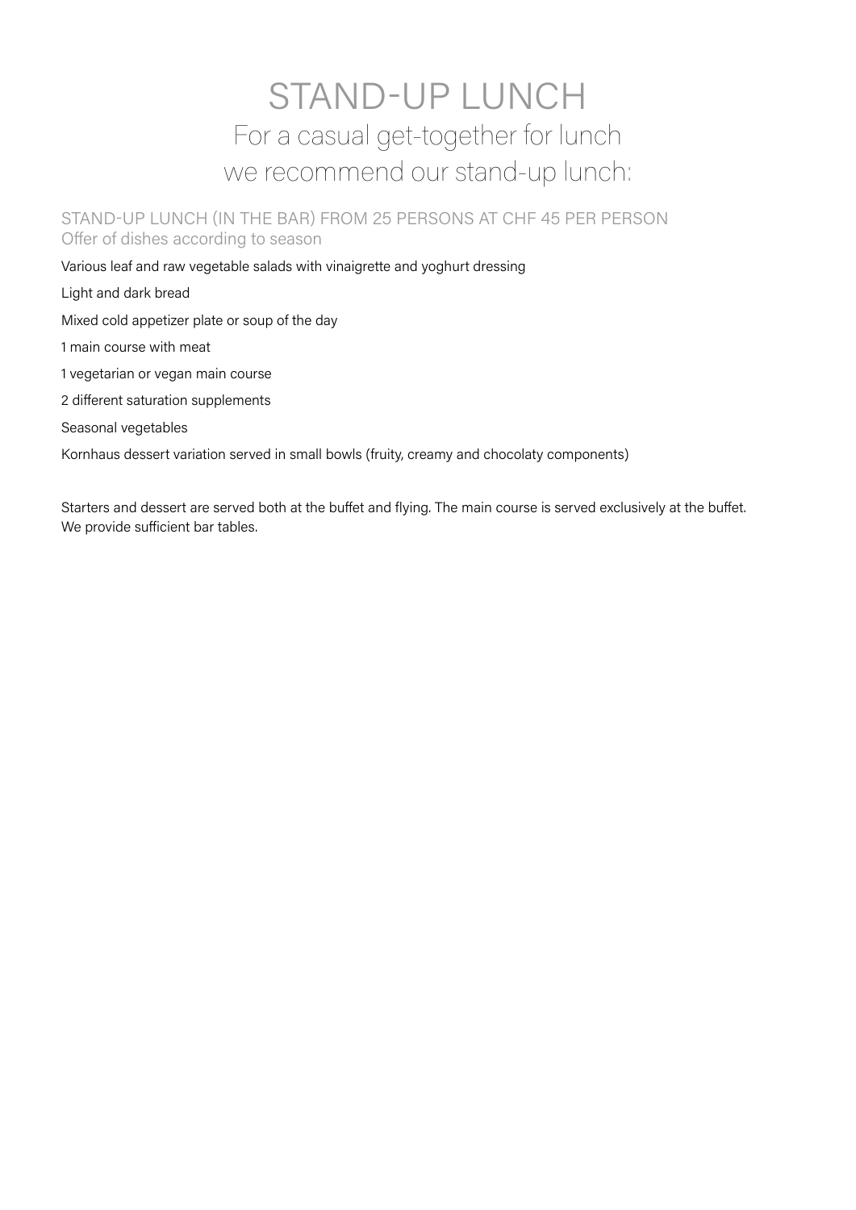# STAND-UP LUNCH

## For a casual get-together for lunch we recommend our stand-up lunch:

### STAND-UP LUNCH (IN THE BAR) FROM 25 PERSONS AT CHF 45 PER PERSON

Offer of dishes according to season

Various leaf and raw vegetable salads with vinaigrette and yoghurt dressing

Light and dark bread

Mixed cold appetizer plate or soup of the day

1 main course with meat

1 vegetarian or vegan main course

2 different saturation supplements

Seasonal vegetables

Kornhaus dessert variation served in small bowls (fruity, creamy and chocolaty components)

Starters and dessert are served both at the buffet and flying. The main course is served exclusively at the buffet. We provide sufficient bar tables.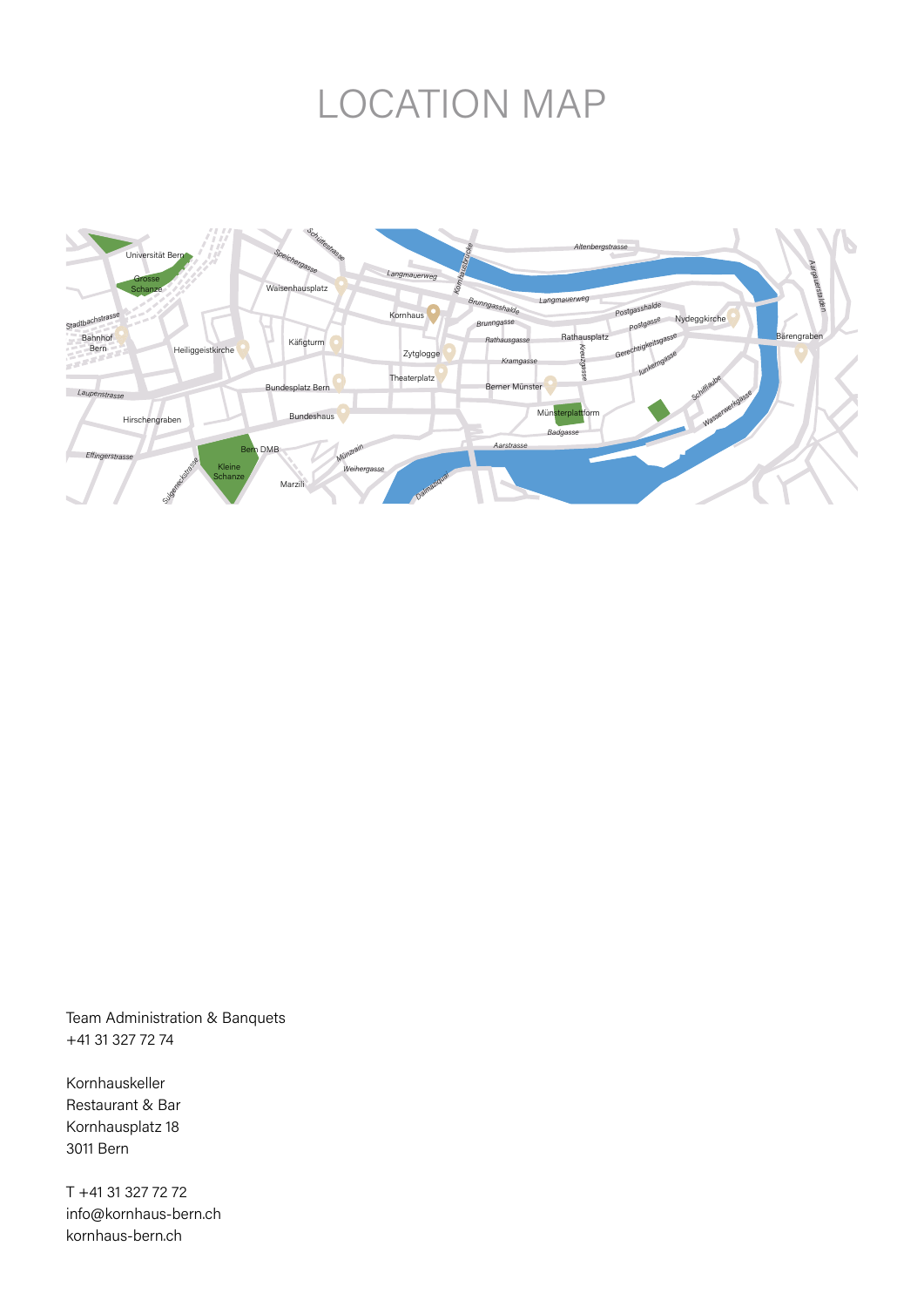# LOCATION MAP

Team Administration & Banquets
+41 31 327 72 74

Kornhauskeller
Restaurant & Bar
Kornhausplatz 18
3011 Bern

T +41 31 327 72 72
info@kornhaus-bern.ch
kornhaus-bern.ch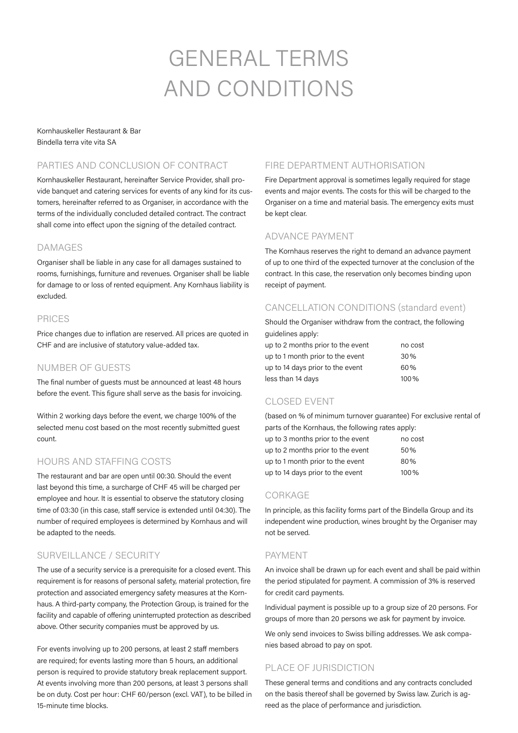# GENERAL TERMS AND CONDITIONS

Kornhauskeller Restaurant & Bar
Bindella terra vite vita SA

## PARTIES AND CONCLUSION OF CONTRACT

Kornhauskeller Restaurant, hereinafter Service Provider, shall provide banquet and catering services for events of any kind for its customers, hereinafter referred to as Organiser, in accordance with the terms of the individually concluded detailed contract. The contract shall come into effect upon the signing of the detailed contract.

## DAMAGES

Organiser shall be liable in any case for all damages sustained to rooms, furnishings, furniture and revenues. Organiser shall be liable for damage to or loss of rented equipment. Any Kornhaus liability is excluded.

## PRICES

Price changes due to inflation are reserved. All prices are quoted in CHF and are inclusive of statutory value-added tax.

## NUMBER OF GUESTS

The final number of guests must be announced at least 48 hours before the event. This figure shall serve as the basis for invoicing.

Within 2 working days before the event, we charge 100% of the selected menu cost based on the most recently submitted guest count.

## HOURS AND STAFFING COSTS

The restaurant and bar are open until 00:30. Should the event last beyond this time, a surcharge of CHF 45 will be charged per employee and hour. It is essential to observe the statutory closing time of 03:30 (in this case, staff service is extended until 04:30). The number of required employees is determined by Kornhaus and will be adapted to the needs.

## SURVEILLANCE / SECURITY

The use of a security service is a prerequisite for a closed event. This requirement is for reasons of personal safety, material protection, fire protection and associated emergency safety measures at the Kornhaus. A third-party company, the Protection Group, is trained for the facility and capable of offering uninterrupted protection as described above. Other security companies must be approved by us.

For events involving up to 200 persons, at least 2 staff members are required; for events lasting more than 5 hours, an additional person is required to provide statutory break replacement support. At events involving more than 200 persons, at least 3 persons shall be on duty. Cost per hour: CHF 60/person (excl. VAT), to be billed in 15-minute time blocks.

## FIRE DEPARTMENT AUTHORISATION

Fire Department approval is sometimes legally required for stage events and major events. The costs for this will be charged to the Organiser on a time and material basis. The emergency exits must be kept clear.

## ADVANCE PAYMENT

The Kornhaus reserves the right to demand an advance payment of up to one third of the expected turnover at the conclusion of the contract. In this case, the reservation only becomes binding upon receipt of payment.

## CANCELLATION CONDITIONS (standard event)

Should the Organiser withdraw from the contract, the following guidelines apply:

| | |
|---|---|
| up to 2 months prior to the event | no cost |
| up to 1 month prior to the event | 30% |
| up to 14 days prior to the event | 60% |
| less than 14 days | 100% |

## CLOSED EVENT

(based on % of minimum turnover guarantee) For exclusive rental of parts of the Kornhaus, the following rates apply:

| | |
|---|---|
| up to 3 months prior to the event | no cost |
| up to 2 months prior to the event | 50% |
| up to 1 month prior to the event | 80% |
| up to 14 days prior to the event | 100% |

## CORKAGE

In principle, as this facility forms part of the Bindella Group and its independent wine production, wines brought by the Organiser may not be served.

## PAYMENT

An invoice shall be drawn up for each event and shall be paid within the period stipulated for payment. A commission of 3% is reserved for credit card payments.

Individual payment is possible up to a group size of 20 persons. For groups of more than 20 persons we ask for payment by invoice.

We only send invoices to Swiss billing addresses. We ask companies based abroad to pay on spot.

## PLACE OF JURISDICTION

These general terms and conditions and any contracts concluded on the basis thereof shall be governed by Swiss law. Zurich is agreed as the place of performance and jurisdiction.